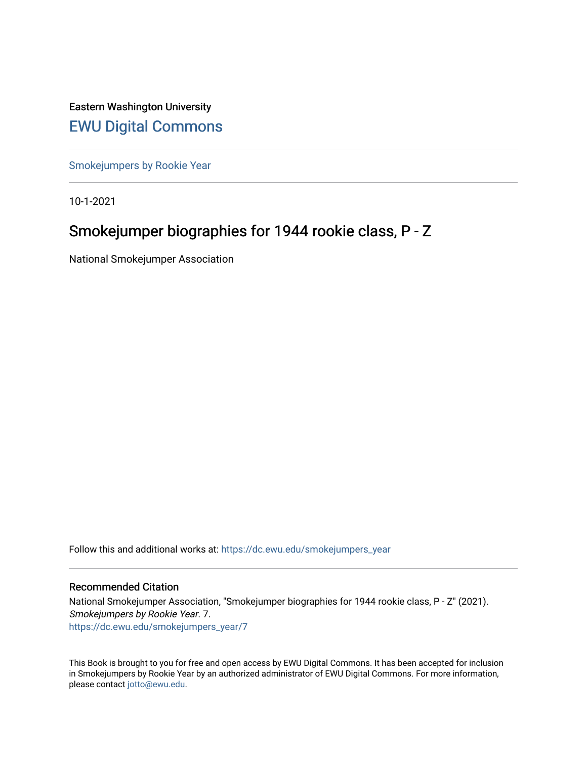Eastern Washington University

## EWU Digital Commons

Smokejumpers by Rookie Year

10-1-2021

# Smokejumper biographies for 1944 rookie class, P - Z

National Smokejumper Association

Follow this and additional works at: https://dc.ewu.edu/smokejumpers_year

### Recommended Citation

National Smokejumper Association, "Smokejumper biographies for 1944 rookie class, P - Z" (2021). *Smokejumpers by Rookie Year*. 7.
https://dc.ewu.edu/smokejumpers_year/7

This Book is brought to you for free and open access by EWU Digital Commons. It has been accepted for inclusion in Smokejumpers by Rookie Year by an authorized administrator of EWU Digital Commons. For more information, please contact jotto@ewu.edu.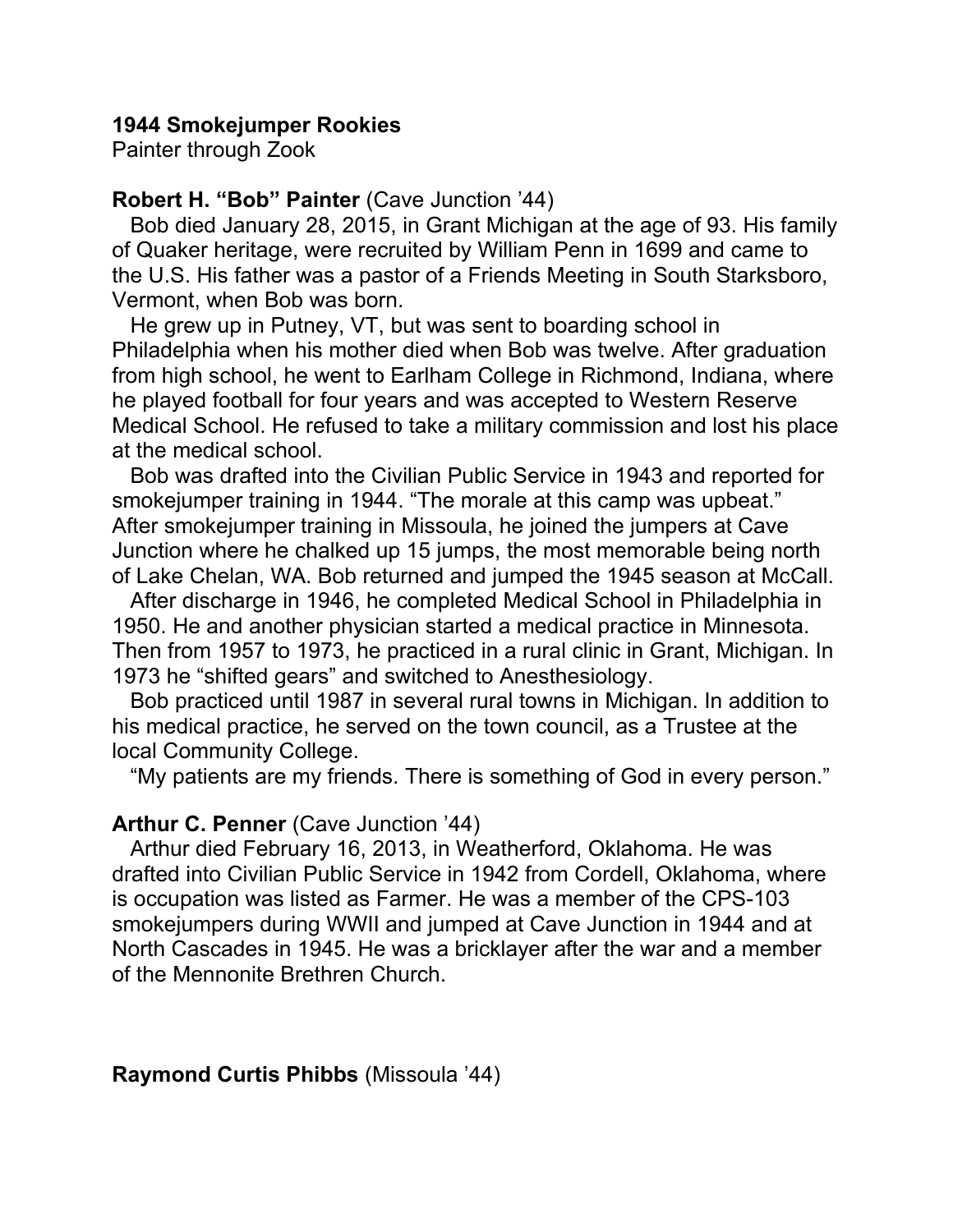**1944 Smokejumper Rookies**
Painter through Zook

**Robert H. "Bob" Painter** (Cave Junction '44)

Bob died January 28, 2015, in Grant Michigan at the age of 93. His family of Quaker heritage, were recruited by William Penn in 1699 and came to the U.S. His father was a pastor of a Friends Meeting in South Starksboro, Vermont, when Bob was born.

He grew up in Putney, VT, but was sent to boarding school in Philadelphia when his mother died when Bob was twelve. After graduation from high school, he went to Earlham College in Richmond, Indiana, where he played football for four years and was accepted to Western Reserve Medical School. He refused to take a military commission and lost his place at the medical school.

Bob was drafted into the Civilian Public Service in 1943 and reported for smokejumper training in 1944. "The morale at this camp was upbeat." After smokejumper training in Missoula, he joined the jumpers at Cave Junction where he chalked up 15 jumps, the most memorable being north of Lake Chelan, WA. Bob returned and jumped the 1945 season at McCall.

After discharge in 1946, he completed Medical School in Philadelphia in 1950. He and another physician started a medical practice in Minnesota. Then from 1957 to 1973, he practiced in a rural clinic in Grant, Michigan. In 1973 he "shifted gears" and switched to Anesthesiology.

Bob practiced until 1987 in several rural towns in Michigan. In addition to his medical practice, he served on the town council, as a Trustee at the local Community College.

"My patients are my friends. There is something of God in every person."

**Arthur C. Penner** (Cave Junction '44)

Arthur died February 16, 2013, in Weatherford, Oklahoma. He was drafted into Civilian Public Service in 1942 from Cordell, Oklahoma, where is occupation was listed as Farmer. He was a member of the CPS-103 smokejumpers during WWII and jumped at Cave Junction in 1944 and at North Cascades in 1945. He was a bricklayer after the war and a member of the Mennonite Brethren Church.

**Raymond Curtis Phibbs** (Missoula '44)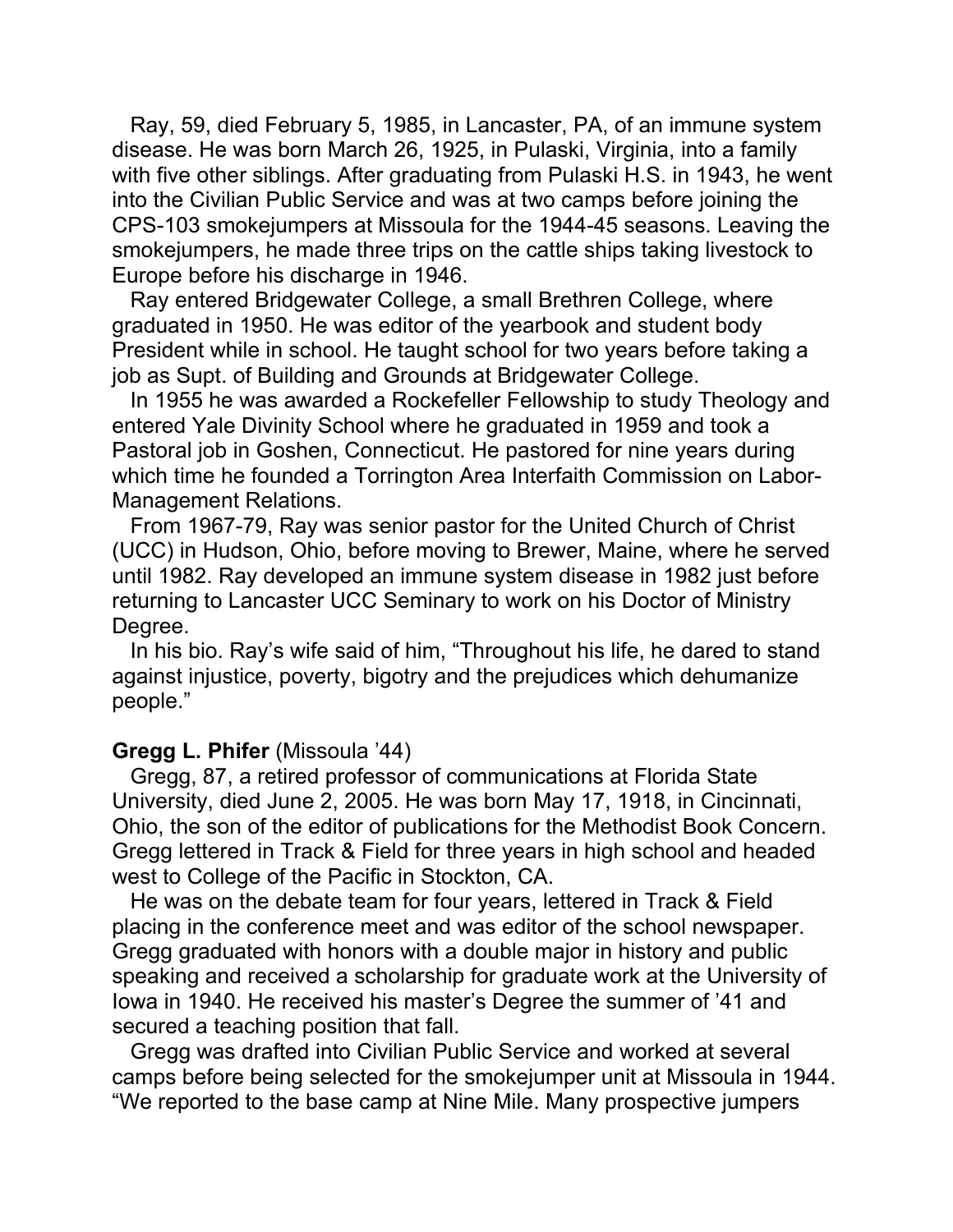Ray, 59, died February 5, 1985, in Lancaster, PA, of an immune system disease. He was born March 26, 1925, in Pulaski, Virginia, into a family with five other siblings. After graduating from Pulaski H.S. in 1943, he went into the Civilian Public Service and was at two camps before joining the CPS-103 smokejumpers at Missoula for the 1944-45 seasons. Leaving the smokejumpers, he made three trips on the cattle ships taking livestock to Europe before his discharge in 1946.

Ray entered Bridgewater College, a small Brethren College, where graduated in 1950. He was editor of the yearbook and student body President while in school. He taught school for two years before taking a job as Supt. of Building and Grounds at Bridgewater College.

In 1955 he was awarded a Rockefeller Fellowship to study Theology and entered Yale Divinity School where he graduated in 1959 and took a Pastoral job in Goshen, Connecticut. He pastored for nine years during which time he founded a Torrington Area Interfaith Commission on Labor-Management Relations.

From 1967-79, Ray was senior pastor for the United Church of Christ (UCC) in Hudson, Ohio, before moving to Brewer, Maine, where he served until 1982. Ray developed an immune system disease in 1982 just before returning to Lancaster UCC Seminary to work on his Doctor of Ministry Degree.

In his bio. Ray's wife said of him, "Throughout his life, he dared to stand against injustice, poverty, bigotry and the prejudices which dehumanize people."

**Gregg L. Phifer** (Missoula '44)

Gregg, 87, a retired professor of communications at Florida State University, died June 2, 2005. He was born May 17, 1918, in Cincinnati, Ohio, the son of the editor of publications for the Methodist Book Concern. Gregg lettered in Track & Field for three years in high school and headed west to College of the Pacific in Stockton, CA.

He was on the debate team for four years, lettered in Track & Field placing in the conference meet and was editor of the school newspaper. Gregg graduated with honors with a double major in history and public speaking and received a scholarship for graduate work at the University of Iowa in 1940. He received his master's Degree the summer of '41 and secured a teaching position that fall.

Gregg was drafted into Civilian Public Service and worked at several camps before being selected for the smokejumper unit at Missoula in 1944. "We reported to the base camp at Nine Mile. Many prospective jumpers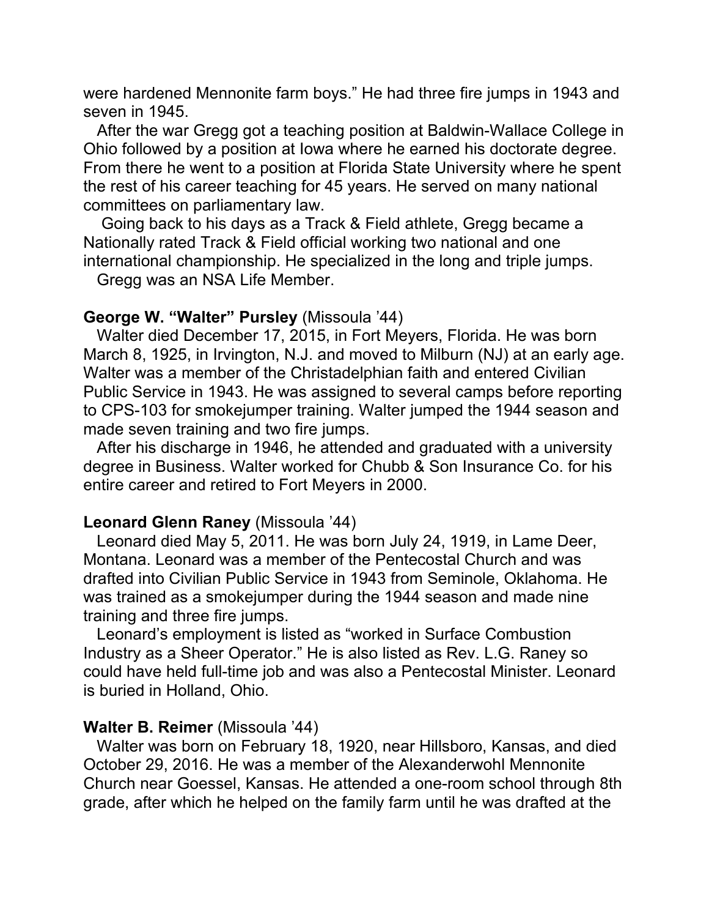were hardened Mennonite farm boys." He had three fire jumps in 1943 and seven in 1945.

After the war Gregg got a teaching position at Baldwin-Wallace College in Ohio followed by a position at Iowa where he earned his doctorate degree. From there he went to a position at Florida State University where he spent the rest of his career teaching for 45 years. He served on many national committees on parliamentary law.

Going back to his days as a Track & Field athlete, Gregg became a Nationally rated Track & Field official working two national and one international championship. He specialized in the long and triple jumps.

Gregg was an NSA Life Member.

**George W. "Walter" Pursley** (Missoula '44)

Walter died December 17, 2015, in Fort Meyers, Florida. He was born March 8, 1925, in Irvington, N.J. and moved to Milburn (NJ) at an early age. Walter was a member of the Christadelphian faith and entered Civilian Public Service in 1943. He was assigned to several camps before reporting to CPS-103 for smokejumper training. Walter jumped the 1944 season and made seven training and two fire jumps.

After his discharge in 1946, he attended and graduated with a university degree in Business. Walter worked for Chubb & Son Insurance Co. for his entire career and retired to Fort Meyers in 2000.

**Leonard Glenn Raney** (Missoula '44)

Leonard died May 5, 2011. He was born July 24, 1919, in Lame Deer, Montana. Leonard was a member of the Pentecostal Church and was drafted into Civilian Public Service in 1943 from Seminole, Oklahoma. He was trained as a smokejumper during the 1944 season and made nine training and three fire jumps.

Leonard's employment is listed as "worked in Surface Combustion Industry as a Sheer Operator." He is also listed as Rev. L.G. Raney so could have held full-time job and was also a Pentecostal Minister. Leonard is buried in Holland, Ohio.

**Walter B. Reimer** (Missoula '44)

Walter was born on February 18, 1920, near Hillsboro, Kansas, and died October 29, 2016. He was a member of the Alexanderwohl Mennonite Church near Goessel, Kansas. He attended a one-room school through 8th grade, after which he helped on the family farm until he was drafted at the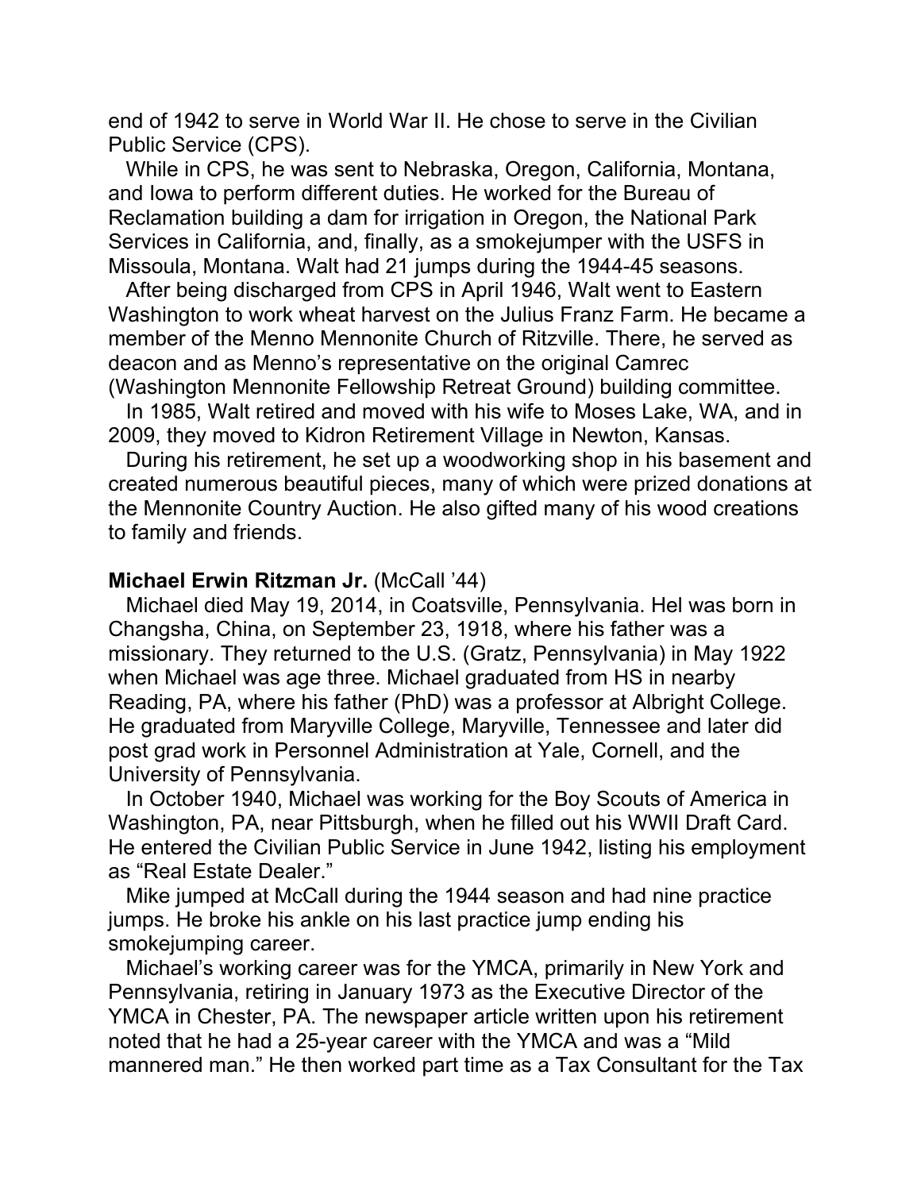end of 1942 to serve in World War II. He chose to serve in the Civilian Public Service (CPS).

While in CPS, he was sent to Nebraska, Oregon, California, Montana, and Iowa to perform different duties. He worked for the Bureau of Reclamation building a dam for irrigation in Oregon, the National Park Services in California, and, finally, as a smokejumper with the USFS in Missoula, Montana. Walt had 21 jumps during the 1944-45 seasons.

After being discharged from CPS in April 1946, Walt went to Eastern Washington to work wheat harvest on the Julius Franz Farm. He became a member of the Menno Mennonite Church of Ritzville. There, he served as deacon and as Menno's representative on the original Camrec (Washington Mennonite Fellowship Retreat Ground) building committee.

In 1985, Walt retired and moved with his wife to Moses Lake, WA, and in 2009, they moved to Kidron Retirement Village in Newton, Kansas.

During his retirement, he set up a woodworking shop in his basement and created numerous beautiful pieces, many of which were prized donations at the Mennonite Country Auction. He also gifted many of his wood creations to family and friends.

**Michael Erwin Ritzman Jr.** (McCall '44)

Michael died May 19, 2014, in Coatsville, Pennsylvania. Hel was born in Changsha, China, on September 23, 1918, where his father was a missionary. They returned to the U.S. (Gratz, Pennsylvania) in May 1922 when Michael was age three. Michael graduated from HS in nearby Reading, PA, where his father (PhD) was a professor at Albright College. He graduated from Maryville College, Maryville, Tennessee and later did post grad work in Personnel Administration at Yale, Cornell, and the University of Pennsylvania.

In October 1940, Michael was working for the Boy Scouts of America in Washington, PA, near Pittsburgh, when he filled out his WWII Draft Card. He entered the Civilian Public Service in June 1942, listing his employment as "Real Estate Dealer."

Mike jumped at McCall during the 1944 season and had nine practice jumps. He broke his ankle on his last practice jump ending his smokejumping career.

Michael's working career was for the YMCA, primarily in New York and Pennsylvania, retiring in January 1973 as the Executive Director of the YMCA in Chester, PA. The newspaper article written upon his retirement noted that he had a 25-year career with the YMCA and was a "Mild mannered man." He then worked part time as a Tax Consultant for the Tax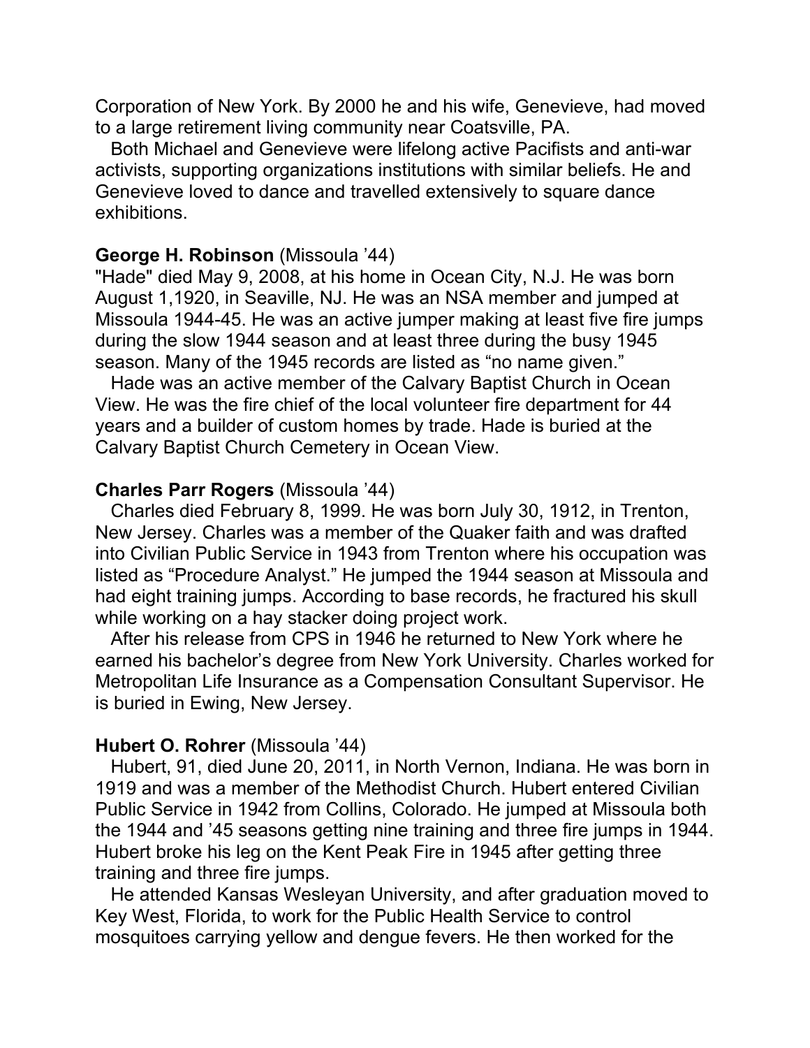Corporation of New York. By 2000 he and his wife, Genevieve, had moved to a large retirement living community near Coatsville, PA.

Both Michael and Genevieve were lifelong active Pacifists and anti-war activists, supporting organizations institutions with similar beliefs. He and Genevieve loved to dance and travelled extensively to square dance exhibitions.

**George H. Robinson** (Missoula '44)

"Hade" died May 9, 2008, at his home in Ocean City, N.J. He was born August 1,1920, in Seaville, NJ. He was an NSA member and jumped at Missoula 1944-45. He was an active jumper making at least five fire jumps during the slow 1944 season and at least three during the busy 1945 season. Many of the 1945 records are listed as "no name given."

Hade was an active member of the Calvary Baptist Church in Ocean View. He was the fire chief of the local volunteer fire department for 44 years and a builder of custom homes by trade. Hade is buried at the Calvary Baptist Church Cemetery in Ocean View.

**Charles Parr Rogers** (Missoula '44)

Charles died February 8, 1999. He was born July 30, 1912, in Trenton, New Jersey. Charles was a member of the Quaker faith and was drafted into Civilian Public Service in 1943 from Trenton where his occupation was listed as "Procedure Analyst." He jumped the 1944 season at Missoula and had eight training jumps. According to base records, he fractured his skull while working on a hay stacker doing project work.

After his release from CPS in 1946 he returned to New York where he earned his bachelor's degree from New York University. Charles worked for Metropolitan Life Insurance as a Compensation Consultant Supervisor. He is buried in Ewing, New Jersey.

**Hubert O. Rohrer** (Missoula '44)

Hubert, 91, died June 20, 2011, in North Vernon, Indiana. He was born in 1919 and was a member of the Methodist Church. Hubert entered Civilian Public Service in 1942 from Collins, Colorado. He jumped at Missoula both the 1944 and '45 seasons getting nine training and three fire jumps in 1944. Hubert broke his leg on the Kent Peak Fire in 1945 after getting three training and three fire jumps.

He attended Kansas Wesleyan University, and after graduation moved to Key West, Florida, to work for the Public Health Service to control mosquitoes carrying yellow and dengue fevers. He then worked for the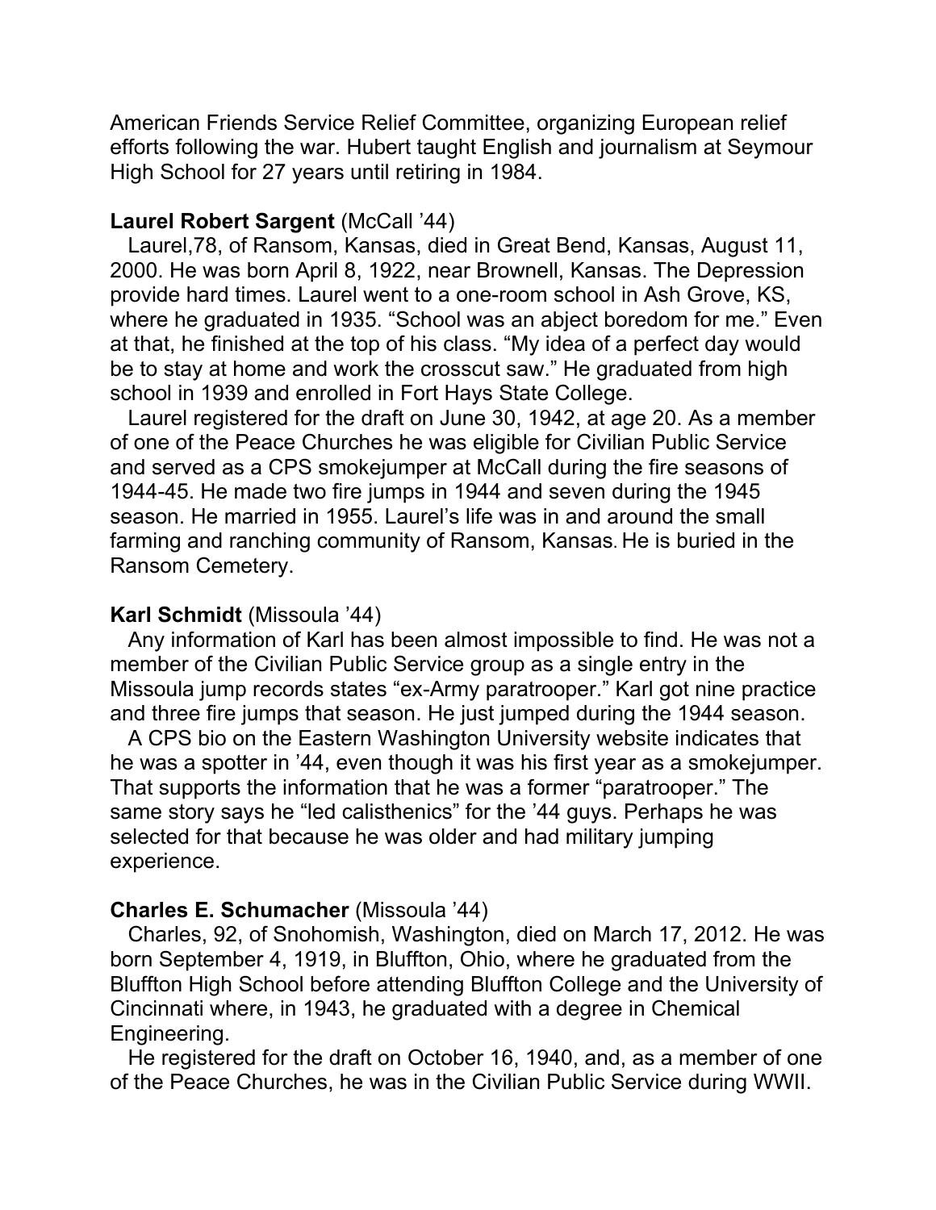American Friends Service Relief Committee, organizing European relief efforts following the war. Hubert taught English and journalism at Seymour High School for 27 years until retiring in 1984.

**Laurel Robert Sargent** (McCall '44)

Laurel,78, of Ransom, Kansas, died in Great Bend, Kansas, August 11, 2000. He was born April 8, 1922, near Brownell, Kansas. The Depression provide hard times. Laurel went to a one-room school in Ash Grove, KS, where he graduated in 1935. "School was an abject boredom for me." Even at that, he finished at the top of his class. "My idea of a perfect day would be to stay at home and work the crosscut saw." He graduated from high school in 1939 and enrolled in Fort Hays State College.

Laurel registered for the draft on June 30, 1942, at age 20. As a member of one of the Peace Churches he was eligible for Civilian Public Service and served as a CPS smokejumper at McCall during the fire seasons of 1944-45. He made two fire jumps in 1944 and seven during the 1945 season. He married in 1955. Laurel's life was in and around the small farming and ranching community of Ransom, Kansas. He is buried in the Ransom Cemetery.

**Karl Schmidt** (Missoula '44)

Any information of Karl has been almost impossible to find. He was not a member of the Civilian Public Service group as a single entry in the Missoula jump records states "ex-Army paratrooper." Karl got nine practice and three fire jumps that season. He just jumped during the 1944 season.

A CPS bio on the Eastern Washington University website indicates that he was a spotter in '44, even though it was his first year as a smokejumper. That supports the information that he was a former "paratrooper." The same story says he "led calisthenics" for the '44 guys. Perhaps he was selected for that because he was older and had military jumping experience.

**Charles E. Schumacher** (Missoula '44)

Charles, 92, of Snohomish, Washington, died on March 17, 2012. He was born September 4, 1919, in Bluffton, Ohio, where he graduated from the Bluffton High School before attending Bluffton College and the University of Cincinnati where, in 1943, he graduated with a degree in Chemical Engineering.

He registered for the draft on October 16, 1940, and, as a member of one of the Peace Churches, he was in the Civilian Public Service during WWII.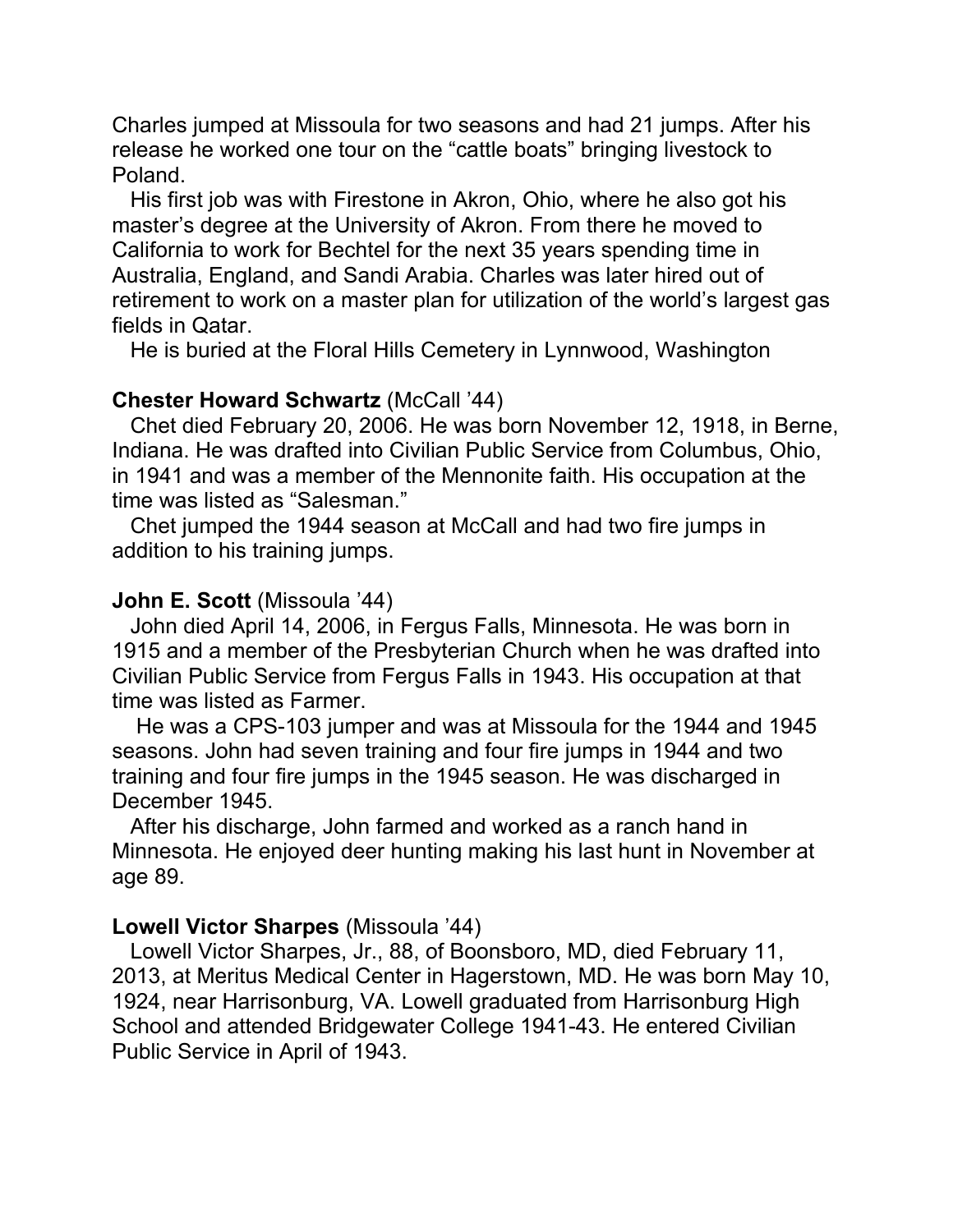Charles jumped at Missoula for two seasons and had 21 jumps. After his release he worked one tour on the "cattle boats" bringing livestock to Poland.

His first job was with Firestone in Akron, Ohio, where he also got his master's degree at the University of Akron. From there he moved to California to work for Bechtel for the next 35 years spending time in Australia, England, and Sandi Arabia. Charles was later hired out of retirement to work on a master plan for utilization of the world's largest gas fields in Qatar.

He is buried at the Floral Hills Cemetery in Lynnwood, Washington

**Chester Howard Schwartz** (McCall '44)

Chet died February 20, 2006. He was born November 12, 1918, in Berne, Indiana. He was drafted into Civilian Public Service from Columbus, Ohio, in 1941 and was a member of the Mennonite faith. His occupation at the time was listed as "Salesman."

Chet jumped the 1944 season at McCall and had two fire jumps in addition to his training jumps.

**John E. Scott** (Missoula '44)

John died April 14, 2006, in Fergus Falls, Minnesota. He was born in 1915 and a member of the Presbyterian Church when he was drafted into Civilian Public Service from Fergus Falls in 1943. His occupation at that time was listed as Farmer.

He was a CPS-103 jumper and was at Missoula for the 1944 and 1945 seasons. John had seven training and four fire jumps in 1944 and two training and four fire jumps in the 1945 season. He was discharged in December 1945.

After his discharge, John farmed and worked as a ranch hand in Minnesota. He enjoyed deer hunting making his last hunt in November at age 89.

**Lowell Victor Sharpes** (Missoula '44)

Lowell Victor Sharpes, Jr., 88, of Boonsboro, MD, died February 11, 2013, at Meritus Medical Center in Hagerstown, MD. He was born May 10, 1924, near Harrisonburg, VA. Lowell graduated from Harrisonburg High School and attended Bridgewater College 1941-43. He entered Civilian Public Service in April of 1943.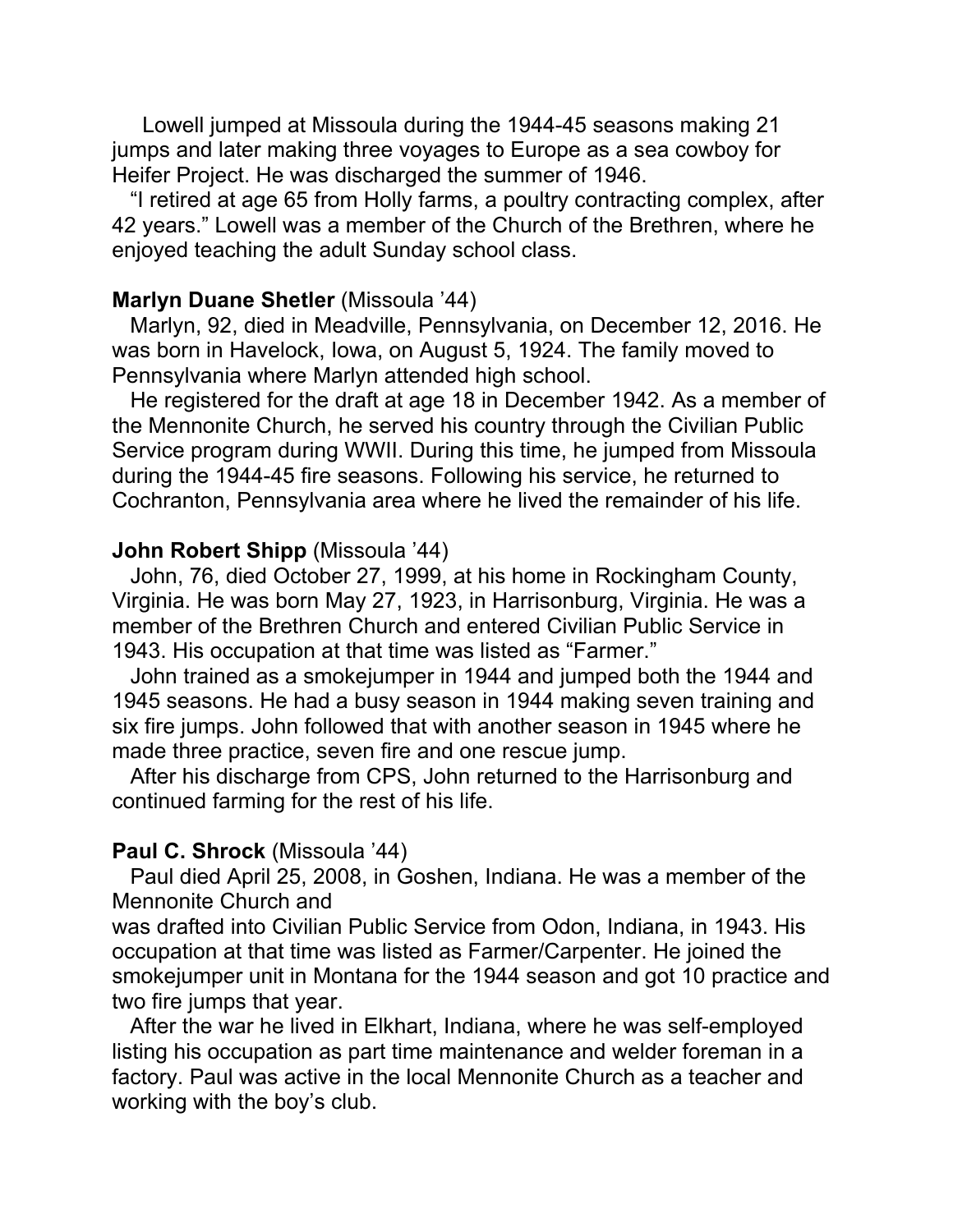Lowell jumped at Missoula during the 1944-45 seasons making 21 jumps and later making three voyages to Europe as a sea cowboy for Heifer Project. He was discharged the summer of 1946.

"I retired at age 65 from Holly farms, a poultry contracting complex, after 42 years." Lowell was a member of the Church of the Brethren, where he enjoyed teaching the adult Sunday school class.

**Marlyn Duane Shetler** (Missoula '44)

Marlyn, 92, died in Meadville, Pennsylvania, on December 12, 2016. He was born in Havelock, Iowa, on August 5, 1924. The family moved to Pennsylvania where Marlyn attended high school.

He registered for the draft at age 18 in December 1942. As a member of the Mennonite Church, he served his country through the Civilian Public Service program during WWII. During this time, he jumped from Missoula during the 1944-45 fire seasons. Following his service, he returned to Cochranton, Pennsylvania area where he lived the remainder of his life.

**John Robert Shipp** (Missoula '44)

John, 76, died October 27, 1999, at his home in Rockingham County, Virginia. He was born May 27, 1923, in Harrisonburg, Virginia. He was a member of the Brethren Church and entered Civilian Public Service in 1943. His occupation at that time was listed as "Farmer."

John trained as a smokejumper in 1944 and jumped both the 1944 and 1945 seasons. He had a busy season in 1944 making seven training and six fire jumps. John followed that with another season in 1945 where he made three practice, seven fire and one rescue jump.

After his discharge from CPS, John returned to the Harrisonburg and continued farming for the rest of his life.

**Paul C. Shrock** (Missoula '44)

Paul died April 25, 2008, in Goshen, Indiana. He was a member of the Mennonite Church and was drafted into Civilian Public Service from Odon, Indiana, in 1943. His occupation at that time was listed as Farmer/Carpenter. He joined the smokejumper unit in Montana for the 1944 season and got 10 practice and two fire jumps that year.

After the war he lived in Elkhart, Indiana, where he was self-employed listing his occupation as part time maintenance and welder foreman in a factory. Paul was active in the local Mennonite Church as a teacher and working with the boy's club.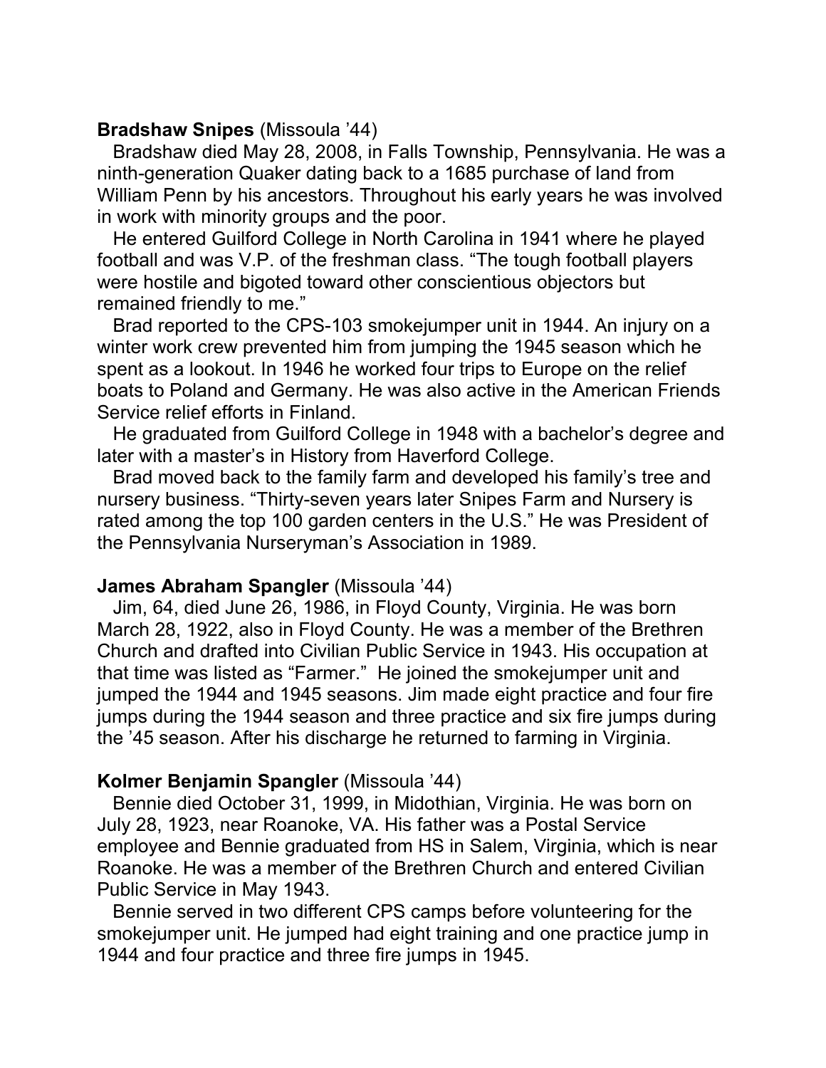**Bradshaw Snipes** (Missoula ’44)

Bradshaw died May 28, 2008, in Falls Township, Pennsylvania. He was a ninth-generation Quaker dating back to a 1685 purchase of land from William Penn by his ancestors. Throughout his early years he was involved in work with minority groups and the poor.

He entered Guilford College in North Carolina in 1941 where he played football and was V.P. of the freshman class. “The tough football players were hostile and bigoted toward other conscientious objectors but remained friendly to me.”

Brad reported to the CPS-103 smokejumper unit in 1944. An injury on a winter work crew prevented him from jumping the 1945 season which he spent as a lookout. In 1946 he worked four trips to Europe on the relief boats to Poland and Germany. He was also active in the American Friends Service relief efforts in Finland.

He graduated from Guilford College in 1948 with a bachelor’s degree and later with a master’s in History from Haverford College.

Brad moved back to the family farm and developed his family’s tree and nursery business. “Thirty-seven years later Snipes Farm and Nursery is rated among the top 100 garden centers in the U.S.” He was President of the Pennsylvania Nurseryman’s Association in 1989.

**James Abraham Spangler** (Missoula ’44)

Jim, 64, died June 26, 1986, in Floyd County, Virginia. He was born March 28, 1922, also in Floyd County. He was a member of the Brethren Church and drafted into Civilian Public Service in 1943. His occupation at that time was listed as “Farmer.” He joined the smokejumper unit and jumped the 1944 and 1945 seasons. Jim made eight practice and four fire jumps during the 1944 season and three practice and six fire jumps during the ’45 season. After his discharge he returned to farming in Virginia.

**Kolmer Benjamin Spangler** (Missoula ’44)

Bennie died October 31, 1999, in Midothian, Virginia. He was born on July 28, 1923, near Roanoke, VA. His father was a Postal Service employee and Bennie graduated from HS in Salem, Virginia, which is near Roanoke. He was a member of the Brethren Church and entered Civilian Public Service in May 1943.

Bennie served in two different CPS camps before volunteering for the smokejumper unit. He jumped had eight training and one practice jump in 1944 and four practice and three fire jumps in 1945.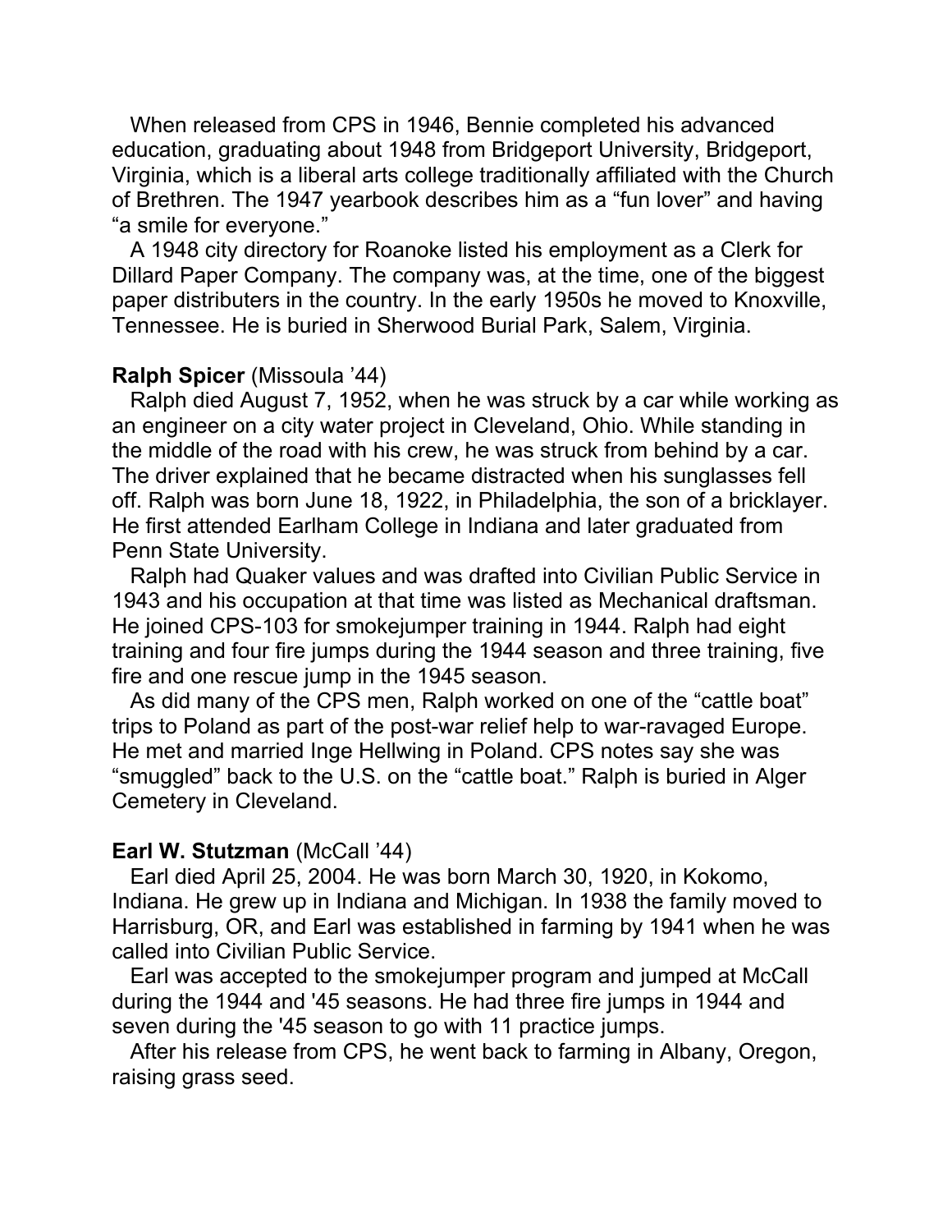When released from CPS in 1946, Bennie completed his advanced education, graduating about 1948 from Bridgeport University, Bridgeport, Virginia, which is a liberal arts college traditionally affiliated with the Church of Brethren. The 1947 yearbook describes him as a "fun lover" and having "a smile for everyone."

A 1948 city directory for Roanoke listed his employment as a Clerk for Dillard Paper Company. The company was, at the time, one of the biggest paper distributers in the country. In the early 1950s he moved to Knoxville, Tennessee. He is buried in Sherwood Burial Park, Salem, Virginia.

**Ralph Spicer** (Missoula '44)

Ralph died August 7, 1952, when he was struck by a car while working as an engineer on a city water project in Cleveland, Ohio. While standing in the middle of the road with his crew, he was struck from behind by a car. The driver explained that he became distracted when his sunglasses fell off. Ralph was born June 18, 1922, in Philadelphia, the son of a bricklayer. He first attended Earlham College in Indiana and later graduated from Penn State University.

Ralph had Quaker values and was drafted into Civilian Public Service in 1943 and his occupation at that time was listed as Mechanical draftsman. He joined CPS-103 for smokejumper training in 1944. Ralph had eight training and four fire jumps during the 1944 season and three training, five fire and one rescue jump in the 1945 season.

As did many of the CPS men, Ralph worked on one of the "cattle boat" trips to Poland as part of the post-war relief help to war-ravaged Europe. He met and married Inge Hellwing in Poland. CPS notes say she was "smuggled" back to the U.S. on the "cattle boat." Ralph is buried in Alger Cemetery in Cleveland.

**Earl W. Stutzman** (McCall '44)

Earl died April 25, 2004. He was born March 30, 1920, in Kokomo, Indiana. He grew up in Indiana and Michigan. In 1938 the family moved to Harrisburg, OR, and Earl was established in farming by 1941 when he was called into Civilian Public Service.

Earl was accepted to the smokejumper program and jumped at McCall during the 1944 and '45 seasons. He had three fire jumps in 1944 and seven during the '45 season to go with 11 practice jumps.

After his release from CPS, he went back to farming in Albany, Oregon, raising grass seed.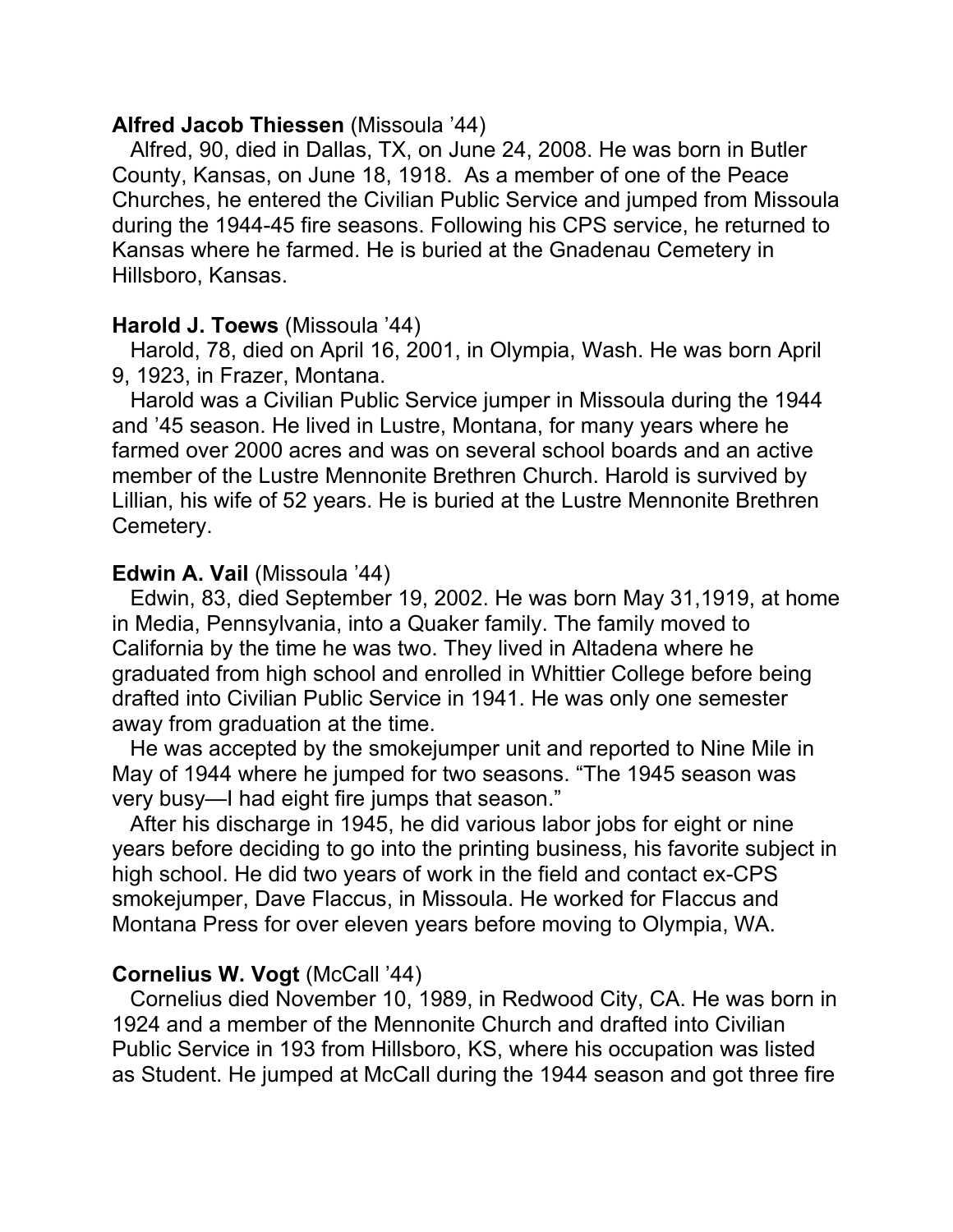**Alfred Jacob Thiessen** (Missoula '44)

Alfred, 90, died in Dallas, TX, on June 24, 2008. He was born in Butler County, Kansas, on June 18, 1918. As a member of one of the Peace Churches, he entered the Civilian Public Service and jumped from Missoula during the 1944-45 fire seasons. Following his CPS service, he returned to Kansas where he farmed. He is buried at the Gnadenau Cemetery in Hillsboro, Kansas.

**Harold J. Toews** (Missoula '44)

Harold, 78, died on April 16, 2001, in Olympia, Wash. He was born April 9, 1923, in Frazer, Montana.

Harold was a Civilian Public Service jumper in Missoula during the 1944 and '45 season. He lived in Lustre, Montana, for many years where he farmed over 2000 acres and was on several school boards and an active member of the Lustre Mennonite Brethren Church. Harold is survived by Lillian, his wife of 52 years. He is buried at the Lustre Mennonite Brethren Cemetery.

**Edwin A. Vail** (Missoula '44)

Edwin, 83, died September 19, 2002. He was born May 31,1919, at home in Media, Pennsylvania, into a Quaker family. The family moved to California by the time he was two. They lived in Altadena where he graduated from high school and enrolled in Whittier College before being drafted into Civilian Public Service in 1941. He was only one semester away from graduation at the time.

He was accepted by the smokejumper unit and reported to Nine Mile in May of 1944 where he jumped for two seasons. "The 1945 season was very busy—I had eight fire jumps that season."

After his discharge in 1945, he did various labor jobs for eight or nine years before deciding to go into the printing business, his favorite subject in high school. He did two years of work in the field and contact ex-CPS smokejumper, Dave Flaccus, in Missoula. He worked for Flaccus and Montana Press for over eleven years before moving to Olympia, WA.

**Cornelius W. Vogt** (McCall '44)

Cornelius died November 10, 1989, in Redwood City, CA. He was born in 1924 and a member of the Mennonite Church and drafted into Civilian Public Service in 193 from Hillsboro, KS, where his occupation was listed as Student. He jumped at McCall during the 1944 season and got three fire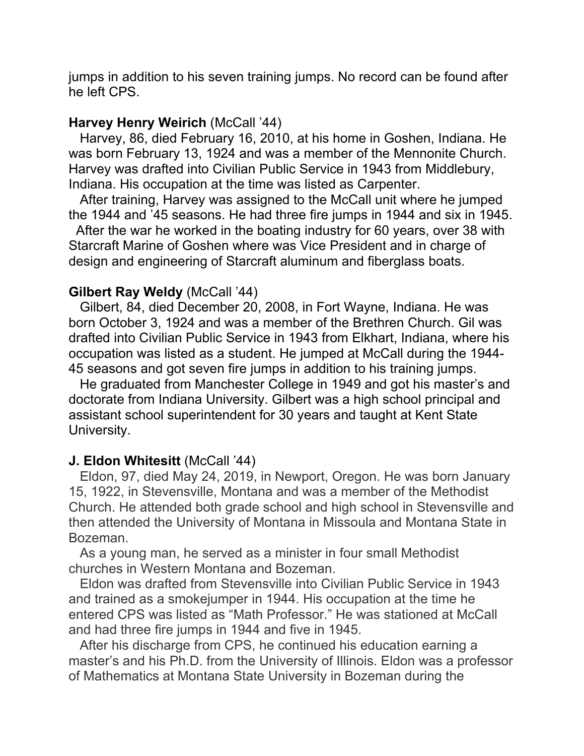jumps in addition to his seven training jumps. No record can be found after he left CPS.

**Harvey Henry Weirich** (McCall ’44)

Harvey, 86, died February 16, 2010, at his home in Goshen, Indiana. He was born February 13, 1924 and was a member of the Mennonite Church. Harvey was drafted into Civilian Public Service in 1943 from Middlebury, Indiana. His occupation at the time was listed as Carpenter.

After training, Harvey was assigned to the McCall unit where he jumped the 1944 and ’45 seasons. He had three fire jumps in 1944 and six in 1945.

After the war he worked in the boating industry for 60 years, over 38 with Starcraft Marine of Goshen where was Vice President and in charge of design and engineering of Starcraft aluminum and fiberglass boats.

**Gilbert Ray Weldy** (McCall ’44)

Gilbert, 84, died December 20, 2008, in Fort Wayne, Indiana. He was born October 3, 1924 and was a member of the Brethren Church. Gil was drafted into Civilian Public Service in 1943 from Elkhart, Indiana, where his occupation was listed as a student. He jumped at McCall during the 1944-45 seasons and got seven fire jumps in addition to his training jumps.

He graduated from Manchester College in 1949 and got his master’s and doctorate from Indiana University. Gilbert was a high school principal and assistant school superintendent for 30 years and taught at Kent State University.

**J. Eldon Whitesitt** (McCall ’44)

Eldon, 97, died May 24, 2019, in Newport, Oregon. He was born January 15, 1922, in Stevensville, Montana and was a member of the Methodist Church. He attended both grade school and high school in Stevensville and then attended the University of Montana in Missoula and Montana State in Bozeman.

As a young man, he served as a minister in four small Methodist churches in Western Montana and Bozeman.

Eldon was drafted from Stevensville into Civilian Public Service in 1943 and trained as a smokejumper in 1944. His occupation at the time he entered CPS was listed as “Math Professor.” He was stationed at McCall and had three fire jumps in 1944 and five in 1945.

After his discharge from CPS, he continued his education earning a master’s and his Ph.D. from the University of Illinois. Eldon was a professor of Mathematics at Montana State University in Bozeman during the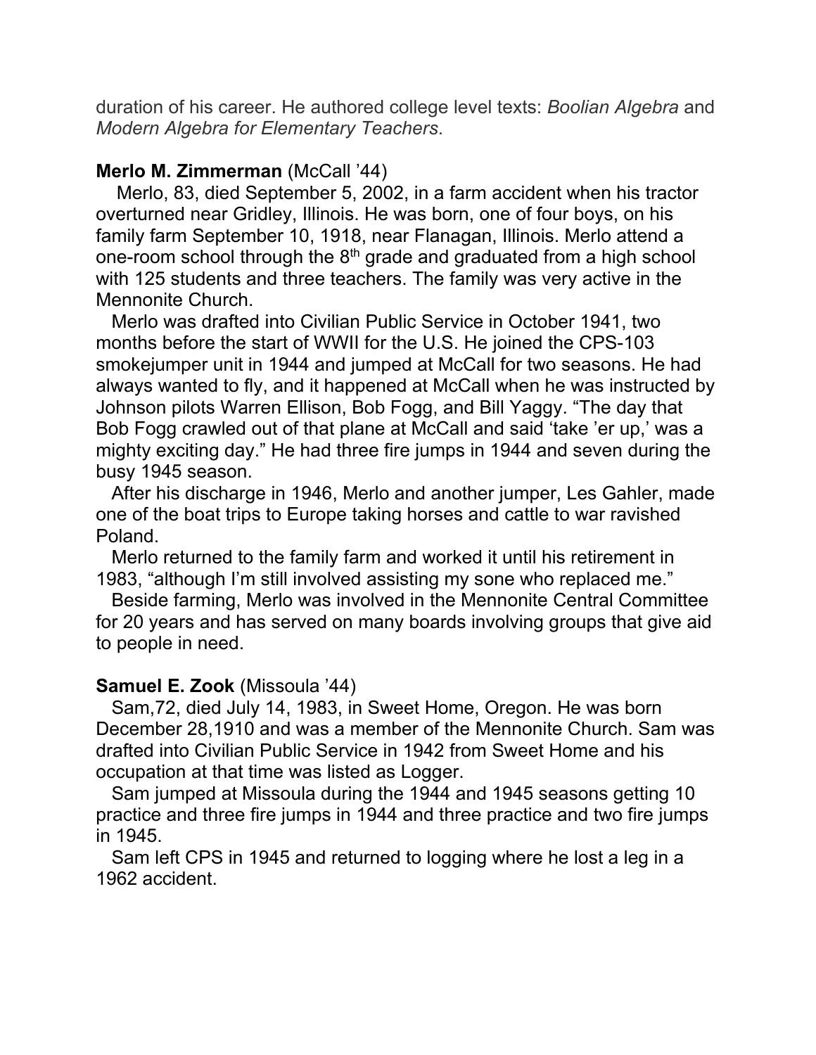duration of his career. He authored college level texts: *Boolian Algebra* and *Modern Algebra for Elementary Teachers*.

**Merlo M. Zimmerman** (McCall '44)

Merlo, 83, died September 5, 2002, in a farm accident when his tractor overturned near Gridley, Illinois. He was born, one of four boys, on his family farm September 10, 1918, near Flanagan, Illinois. Merlo attend a one-room school through the 8th grade and graduated from a high school with 125 students and three teachers. The family was very active in the Mennonite Church.

Merlo was drafted into Civilian Public Service in October 1941, two months before the start of WWII for the U.S. He joined the CPS-103 smokejumper unit in 1944 and jumped at McCall for two seasons. He had always wanted to fly, and it happened at McCall when he was instructed by Johnson pilots Warren Ellison, Bob Fogg, and Bill Yaggy. "The day that Bob Fogg crawled out of that plane at McCall and said 'take 'er up,' was a mighty exciting day." He had three fire jumps in 1944 and seven during the busy 1945 season.

After his discharge in 1946, Merlo and another jumper, Les Gahler, made one of the boat trips to Europe taking horses and cattle to war ravished Poland.

Merlo returned to the family farm and worked it until his retirement in 1983, "although I'm still involved assisting my sone who replaced me."

Beside farming, Merlo was involved in the Mennonite Central Committee for 20 years and has served on many boards involving groups that give aid to people in need.

**Samuel E. Zook** (Missoula '44)

Sam,72, died July 14, 1983, in Sweet Home, Oregon. He was born December 28,1910 and was a member of the Mennonite Church. Sam was drafted into Civilian Public Service in 1942 from Sweet Home and his occupation at that time was listed as Logger.

Sam jumped at Missoula during the 1944 and 1945 seasons getting 10 practice and three fire jumps in 1944 and three practice and two fire jumps in 1945.

Sam left CPS in 1945 and returned to logging where he lost a leg in a 1962 accident.